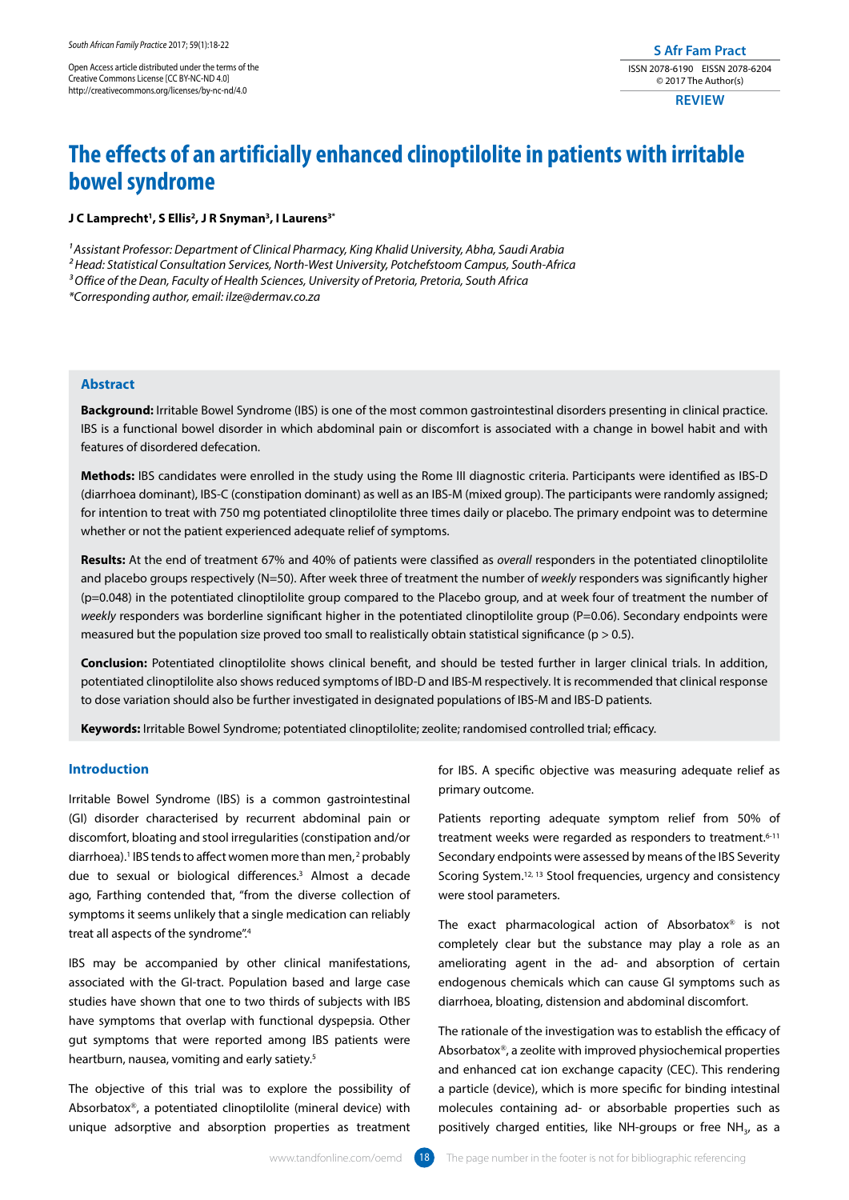Open Access article distributed under the terms of the Creative Commons License [CC BY-NC-ND 4.0] http://creativecommons.org/licenses/by-nc-nd/4.0

**S Afr Fam Pract**
ISSN 2078-6190 EISSN 2078-6204
© 2017 The Author(s)

**REVIEW**

# The effects of an artificially enhanced clinoptilolite in patients with irritable bowel syndrome

**J C Lamprecht[1], S Ellis[2], J R Snyman[3], I Laurens[3*]**

*[1] Assistant Professor: Department of Clinical Pharmacy, King Khalid University, Abha, Saudi Arabia*
*[2] Head: Statistical Consultation Services, North-West University, Potchefstoom Campus, South-Africa*
*[3] Office of the Dean, Faculty of Health Sciences, University of Pretoria, Pretoria, South Africa*
*\*Corresponding author, email: ilze@dermav.co.za*

## Abstract

**Background:** Irritable Bowel Syndrome (IBS) is one of the most common gastrointestinal disorders presenting in clinical practice. IBS is a functional bowel disorder in which abdominal pain or discomfort is associated with a change in bowel habit and with features of disordered defecation.

**Methods:** IBS candidates were enrolled in the study using the Rome III diagnostic criteria. Participants were identified as IBS-D (diarrhoea dominant), IBS-C (constipation dominant) as well as an IBS-M (mixed group). The participants were randomly assigned; for intention to treat with 750 mg potentiated clinoptilolite three times daily or placebo. The primary endpoint was to determine whether or not the patient experienced adequate relief of symptoms.

**Results:** At the end of treatment 67% and 40% of patients were classified as *overall* responders in the potentiated clinoptilolite and placebo groups respectively (N=50). After week three of treatment the number of *weekly* responders was significantly higher ($p=0.048$) in the potentiated clinoptilolite group compared to the Placebo group, and at week four of treatment the number of *weekly* responders was borderline significant higher in the potentiated clinoptilolite group ($P=0.06$). Secondary endpoints were measured but the population size proved too small to realistically obtain statistical significance ($p > 0.5$).

**Conclusion:** Potentiated clinoptilolite shows clinical benefit, and should be tested further in larger clinical trials. In addition, potentiated clinoptilolite also shows reduced symptoms of IBD-D and IBS-M respectively. It is recommended that clinical response to dose variation should also be further investigated in designated populations of IBS-M and IBS-D patients.

**Keywords:** Irritable Bowel Syndrome; potentiated clinoptilolite; zeolite; randomised controlled trial; efficacy.

## Introduction

Irritable Bowel Syndrome (IBS) is a common gastrointestinal (GI) disorder characterised by recurrent abdominal pain or discomfort, bloating and stool irregularities (constipation and/or diarrhoea).[1] IBS tends to affect women more than men,[2] probably due to sexual or biological differences.[3] Almost a decade ago, Farthing contended that, "from the diverse collection of symptoms it seems unlikely that a single medication can reliably treat all aspects of the syndrome".[4]

IBS may be accompanied by other clinical manifestations, associated with the GI-tract. Population based and large case studies have shown that one to two thirds of subjects with IBS have symptoms that overlap with functional dyspepsia. Other gut symptoms that were reported among IBS patients were heartburn, nausea, vomiting and early satiety.[5]

The objective of this trial was to explore the possibility of Absorbatox®, a potentiated clinoptilolite (mineral device) with unique adsorptive and absorption properties as treatment for IBS. A specific objective was measuring adequate relief as primary outcome.

Patients reporting adequate symptom relief from 50% of treatment weeks were regarded as responders to treatment.[6-11] Secondary endpoints were assessed by means of the IBS Severity Scoring System.[12, 13] Stool frequencies, urgency and consistency were stool parameters.

The exact pharmacological action of Absorbatox® is not completely clear but the substance may play a role as an ameliorating agent in the ad- and absorption of certain endogenous chemicals which can cause GI symptoms such as diarrhoea, bloating, distension and abdominal discomfort.

The rationale of the investigation was to establish the efficacy of Absorbatox®, a zeolite with improved physiochemical properties and enhanced cat ion exchange capacity (CEC). This rendering a particle (device), which is more specific for binding intestinal molecules containing ad- or absorbable properties such as positively charged entities, like NH-groups or free $NH_3$, as a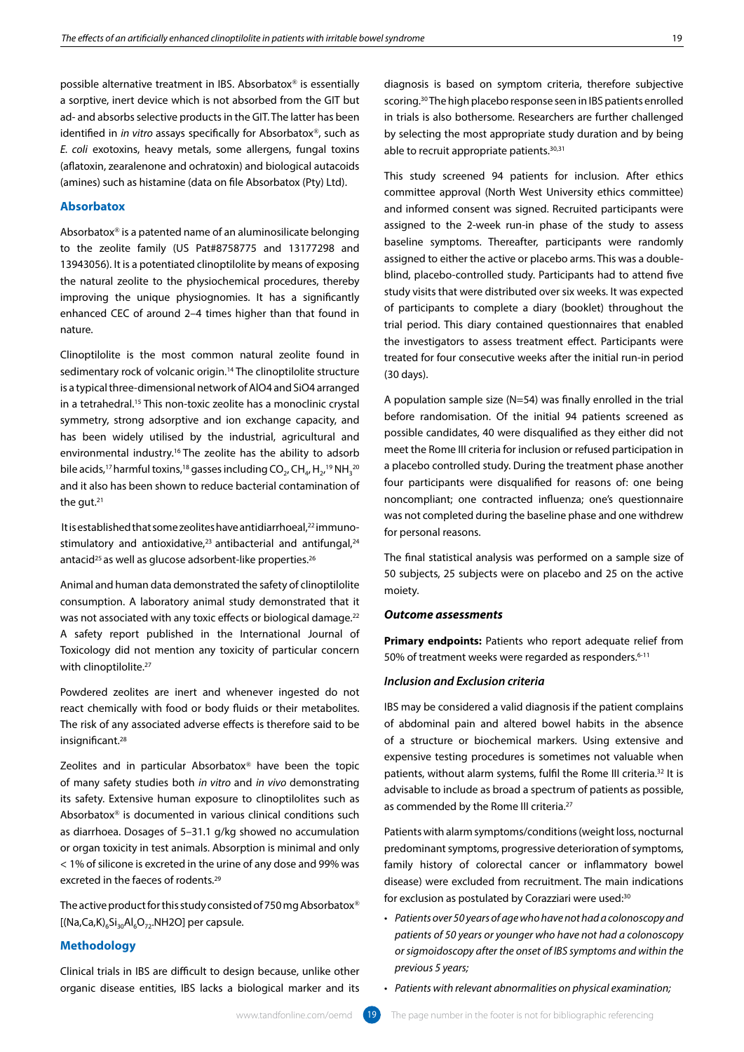possible alternative treatment in IBS. Absorbatox® is essentially a sorptive, inert device which is not absorbed from the GIT but ad- and absorbs selective products in the GIT. The latter has been identified in *in vitro* assays specifically for Absorbatox®, such as *E. coli* exotoxins, heavy metals, some allergens, fungal toxins (aflatoxin, zearalenone and ochratoxin) and biological autacoids (amines) such as histamine (data on file Absorbatox (Pty) Ltd).

### Absorbatox

Absorbatox® is a patented name of an aluminosilicate belonging to the zeolite family (US Pat#8758775 and 13177298 and 13943056). It is a potentiated clinoptilolite by means of exposing the natural zeolite to the physiochemical procedures, thereby improving the unique physiognomies. It has a significantly enhanced CEC of around 2–4 times higher than that found in nature.

Clinoptilolite is the most common natural zeolite found in sedimentary rock of volcanic origin.[14] The clinoptilolite structure is a typical three-dimensional network of AlO4 and SiO4 arranged in a tetrahedral.[15] This non-toxic zeolite has a monoclinic crystal symmetry, strong adsorptive and ion exchange capacity, and has been widely utilised by the industrial, agricultural and environmental industry.[16] The zeolite has the ability to adsorb bile acids,[17] harmful toxins,[18] gasses including $CO_2$, $CH_4$, $H_2$,[19] $NH_3$[20] and it also has been shown to reduce bacterial contamination of the gut.[21]

It is established that some zeolites have antidiarrhoeal,[22] immuno-stimulatory and antioxidative,[23] antibacterial and antifungal,[24] antacid[25] as well as glucose adsorbent-like properties.[26]

Animal and human data demonstrated the safety of clinoptilolite consumption. A laboratory animal study demonstrated that it was not associated with any toxic effects or biological damage.[22] A safety report published in the International Journal of Toxicology did not mention any toxicity of particular concern with clinoptilolite.[27]

Powdered zeolites are inert and whenever ingested do not react chemically with food or body fluids or their metabolites. The risk of any associated adverse effects is therefore said to be insignificant.[28]

Zeolites and in particular Absorbatox® have been the topic of many safety studies both *in vitro* and *in vivo* demonstrating its safety. Extensive human exposure to clinoptilolites such as Absorbatox® is documented in various clinical conditions such as diarrhoea. Dosages of 5–31.1 g/kg showed no accumulation or organ toxicity in test animals. Absorption is minimal and only < 1% of silicone is excreted in the urine of any dose and 99% was excreted in the faeces of rodents.[29]

The active product for this study consisted of 750 mg Absorbatox® $[(Na,Ca,K)_6Si_{30}Al_6O_{72}.NH2O]$ per capsule.

### Methodology

Clinical trials in IBS are difficult to design because, unlike other organic disease entities, IBS lacks a biological marker and its diagnosis is based on symptom criteria, therefore subjective scoring.[30] The high placebo response seen in IBS patients enrolled in trials is also bothersome. Researchers are further challenged by selecting the most appropriate study duration and by being able to recruit appropriate patients.[30,31]

This study screened 94 patients for inclusion. After ethics committee approval (North West University ethics committee) and informed consent was signed. Recruited participants were assigned to the 2-week run-in phase of the study to assess baseline symptoms. Thereafter, participants were randomly assigned to either the active or placebo arms. This was a double-blind, placebo-controlled study. Participants had to attend five study visits that were distributed over six weeks. It was expected of participants to complete a diary (booklet) throughout the trial period. This diary contained questionnaires that enabled the investigators to assess treatment effect. Participants were treated for four consecutive weeks after the initial run-in period (30 days).

A population sample size (N=54) was finally enrolled in the trial before randomisation. Of the initial 94 patients screened as possible candidates, 40 were disqualified as they either did not meet the Rome III criteria for inclusion or refused participation in a placebo controlled study. During the treatment phase another four participants were disqualified for reasons of: one being noncompliant; one contracted influenza; one's questionnaire was not completed during the baseline phase and one withdrew for personal reasons.

The final statistical analysis was performed on a sample size of 50 subjects, 25 subjects were on placebo and 25 on the active moiety.

#### *Outcome assessments*

**Primary endpoints:** Patients who report adequate relief from 50% of treatment weeks were regarded as responders.[6-11]

#### *Inclusion and Exclusion criteria*

IBS may be considered a valid diagnosis if the patient complains of abdominal pain and altered bowel habits in the absence of a structure or biochemical markers. Using extensive and expensive testing procedures is sometimes not valuable when patients, without alarm systems, fulfil the Rome III criteria.[32] It is advisable to include as broad a spectrum of patients as possible, as commended by the Rome III criteria.[27]

Patients with alarm symptoms/conditions (weight loss, nocturnal predominant symptoms, progressive deterioration of symptoms, family history of colorectal cancer or inflammatory bowel disease) were excluded from recruitment. The main indications for exclusion as postulated by Corazziari were used:[30]

- *Patients over 50 years of age who have not had a colonoscopy and patients of 50 years or younger who have not had a colonoscopy or sigmoidoscopy after the onset of IBS symptoms and within the previous 5 years;*
- *Patients with relevant abnormalities on physical examination;*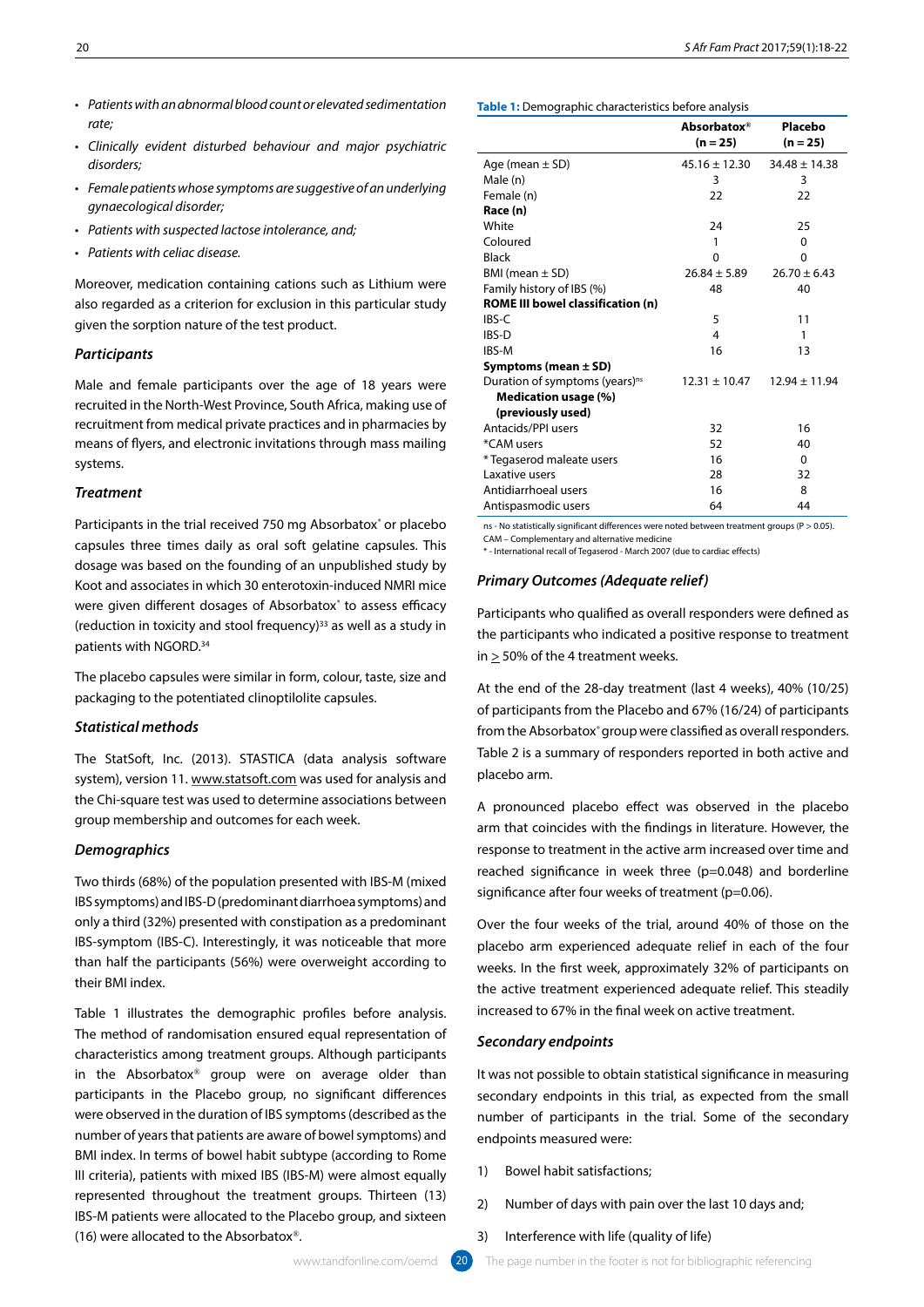- *Patients with an abnormal blood count or elevated sedimentation rate;*
- *Clinically evident disturbed behaviour and major psychiatric disorders;*
- *Female patients whose symptoms are suggestive of an underlying gynaecological disorder;*
- *Patients with suspected lactose intolerance, and;*
- *Patients with celiac disease.*

Moreover, medication containing cations such as Lithium were also regarded as a criterion for exclusion in this particular study given the sorption nature of the test product.

### *Participants*

Male and female participants over the age of 18 years were recruited in the North-West Province, South Africa, making use of recruitment from medical private practices and in pharmacies by means of flyers, and electronic invitations through mass mailing systems.

### *Treatment*

Participants in the trial received 750 mg Absorbatox® or placebo capsules three times daily as oral soft gelatine capsules. This dosage was based on the founding of an unpublished study by Koot and associates in which 30 enterotoxin-induced NMRI mice were given different dosages of Absorbatox® to assess efficacy (reduction in toxicity and stool frequency)[33] as well as a study in patients with NGORD.[34]

The placebo capsules were similar in form, colour, taste, size and packaging to the potentiated clinoptilolite capsules.

### *Statistical methods*

The StatSoft, Inc. (2013). STASTICA (data analysis software system), version 11. www.statsoft.com was used for analysis and the Chi-square test was used to determine associations between group membership and outcomes for each week.

### *Demographics*

Two thirds (68%) of the population presented with IBS-M (mixed IBS symptoms) and IBS-D (predominant diarrhoea symptoms) and only a third (32%) presented with constipation as a predominant IBS-symptom (IBS-C). Interestingly, it was noticeable that more than half the participants (56%) were overweight according to their BMI index.

Table 1 illustrates the demographic profiles before analysis. The method of randomisation ensured equal representation of characteristics among treatment groups. Although participants in the Absorbatox® group were on average older than participants in the Placebo group, no significant differences were observed in the duration of IBS symptoms (described as the number of years that patients are aware of bowel symptoms) and BMI index. In terms of bowel habit subtype (according to Rome III criteria), patients with mixed IBS (IBS-M) were almost equally represented throughout the treatment groups. Thirteen (13) IBS-M patients were allocated to the Placebo group, and sixteen (16) were allocated to the Absorbatox®.

**Table 1:** Demographic characteristics before analysis

| | **Absorbatox® (n = 25)** | **Placebo (n = 25)** |
|---|---|---|
| Age (mean ± SD) | 45.16 ± 12.30 | 34.48 ± 14.38 |
| Male (n) | 3 | 3 |
| Female (n) | 22 | 22 |
| **Race (n)** | | |
| White | 24 | 25 |
| Coloured | 1 | 0 |
| Black | 0 | 0 |
| BMI (mean ± SD) | 26.84 ± 5.89 | 26.70 ± 6.43 |
| Family history of IBS (%) | 48 | 40 |
| **ROME III bowel classification (n)** | | |
| IBS-C | 5 | 11 |
| IBS-D | 4 | 1 |
| IBS-M | 16 | 13 |
| **Symptoms (mean ± SD)** | | |
| Duration of symptoms (years)[ns] | 12.31 ± 10.47 | 12.94 ± 11.94 |
| **Medication usage (%) (previously used)** | | |
| Antacids/PPI users | 32 | 16 |
| *CAM users | 52 | 40 |
| * Tegaserod maleate users | 16 | 0 |
| Laxative users | 28 | 32 |
| Antidiarrhoeal users | 16 | 8 |
| Antispasmodic users | 64 | 44 |

ns - No statistically significant differences were noted between treatment groups (P > 0.05).
CAM – Complementary and alternative medicine
* - International recall of Tegaserod - March 2007 (due to cardiac effects)

### *Primary Outcomes (Adequate relief)*

Participants who qualified as overall responders were defined as the participants who indicated a positive response to treatment in $\geq$ 50% of the 4 treatment weeks.

At the end of the 28-day treatment (last 4 weeks), 40% (10/25) of participants from the Placebo and 67% (16/24) of participants from the Absorbatox® group were classified as overall responders. Table 2 is a summary of responders reported in both active and placebo arm.

A pronounced placebo effect was observed in the placebo arm that coincides with the findings in literature. However, the response to treatment in the active arm increased over time and reached significance in week three (p=0.048) and borderline significance after four weeks of treatment (p=0.06).

Over the four weeks of the trial, around 40% of those on the placebo arm experienced adequate relief in each of the four weeks. In the first week, approximately 32% of participants on the active treatment experienced adequate relief. This steadily increased to 67% in the final week on active treatment.

### *Secondary endpoints*

It was not possible to obtain statistical significance in measuring secondary endpoints in this trial, as expected from the small number of participants in the trial. Some of the secondary endpoints measured were:

1) Bowel habit satisfactions;
2) Number of days with pain over the last 10 days and;
3) Interference with life (quality of life)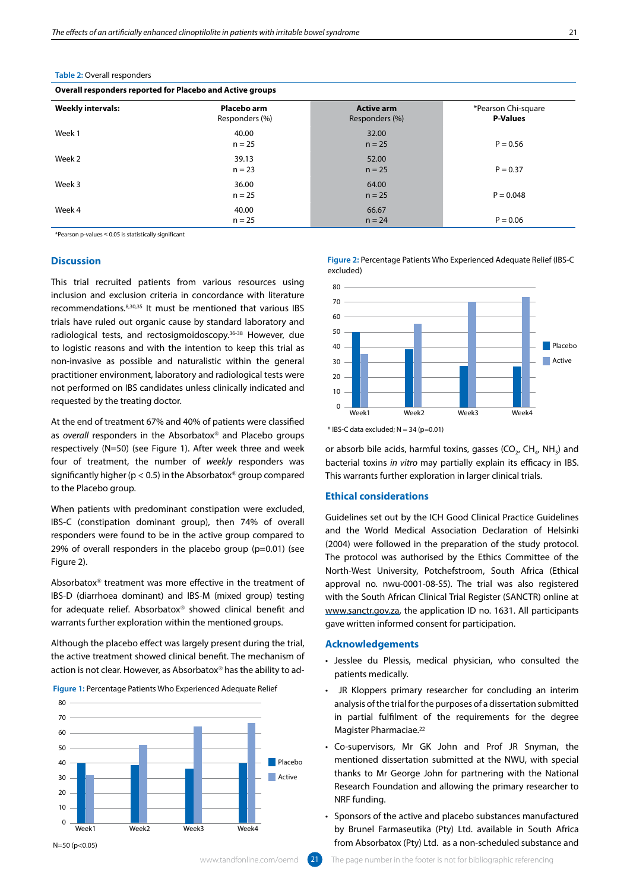**Table 2:** Overall responders

| Overall responders reported for Placebo and Active groups | | | |
|---|---|---|---|
| **Weekly intervals:** | **Placebo arm** Responders (%) | **Active arm** Responders (%) | *Pearson Chi-square **P-Values** |
| Week 1 | 40.00 n = 25 | 32.00 n = 25 | P = 0.56 |
| Week 2 | 39.13 n = 23 | 52.00 n = 25 | P = 0.37 |
| Week 3 | 36.00 n = 25 | 64.00 n = 25 | P = 0.048 |
| Week 4 | 40.00 n = 25 | 66.67 n = 24 | P = 0.06 |

*Pearson p-values < 0.05 is statistically significant

## Discussion

This trial recruited patients from various resources using inclusion and exclusion criteria in concordance with literature recommendations.[8,30,35] It must be mentioned that various IBS trials have ruled out organic cause by standard laboratory and radiological tests, and rectosigmoidoscopy.[36-38] However, due to logistic reasons and with the intention to keep this trial as non-invasive as possible and naturalistic within the general practitioner environment, laboratory and radiological tests were not performed on IBS candidates unless clinically indicated and requested by the treating doctor.

At the end of treatment 67% and 40% of patients were classified as *overall* responders in the Absorbatox® and Placebo groups respectively (N=50) (see Figure 1). After week three and week four of treatment, the number of *weekly* responders was significantly higher ($p < 0.5$) in the Absorbatox® group compared to the Placebo group.

When patients with predominant constipation were excluded, IBS-C (constipation dominant group), then 74% of overall responders were found to be in the active group compared to 29% of overall responders in the placebo group (p=0.01) (see Figure 2).

Absorbatox® treatment was more effective in the treatment of IBS-D (diarrhoea dominant) and IBS-M (mixed group) testing for adequate relief. Absorbatox® showed clinical benefit and warrants further exploration within the mentioned groups.

Although the placebo effect was largely present during the trial, the active treatment showed clinical benefit. The mechanism of action is not clear. However, as Absorbatox® has the ability to adsorb or absorb bile acids, harmful toxins, gasses ($CO_2$, $CH_4$, $NH_3$) and bacterial toxins *in vitro* may partially explain its efficacy in IBS. This warrants further exploration in larger clinical trials.

**Figure 1:** Percentage Patients Who Experienced Adequate Relief

80
70
60
50
40
30
20
10
0
Week1 Week2 Week3 Week4
Placebo
Active

N=50 (p<0.05)

**Figure 2:** Percentage Patients Who Experienced Adequate Relief (IBS-C excluded)

80
70
60
50
40
30
20
10
0
Week1 Week2 Week3 Week4
Placebo
Active

* IBS-C data excluded; N = 34 (p=0.01)

## Ethical considerations

Guidelines set out by the ICH Good Clinical Practice Guidelines and the World Medical Association Declaration of Helsinki (2004) were followed in the preparation of the study protocol. The protocol was authorised by the Ethics Committee of the North-West University, Potchefstroom, South Africa (Ethical approval no. nwu-0001-08-S5). The trial was also registered with the South African Clinical Trial Register (SANCTR) online at www.sanctr.gov.za, the application ID no. 1631. All participants gave written informed consent for participation.

## Acknowledgements

- Jesslee du Plessis, medical physician, who consulted the patients medically.
- JR Kloppers primary researcher for concluding an interim analysis of the trial for the purposes of a dissertation submitted in partial fulfilment of the requirements for the degree Magister Pharmaciae.[22]
- Co-supervisors, Mr GK John and Prof JR Snyman, the mentioned dissertation submitted at the NWU, with special thanks to Mr George John for partnering with the National Research Foundation and allowing the primary researcher to NRF funding.
- Sponsors of the active and placebo substances manufactured by Brunel Farmaseutika (Pty) Ltd. available in South Africa from Absorbatox (Pty) Ltd. as a non-scheduled substance and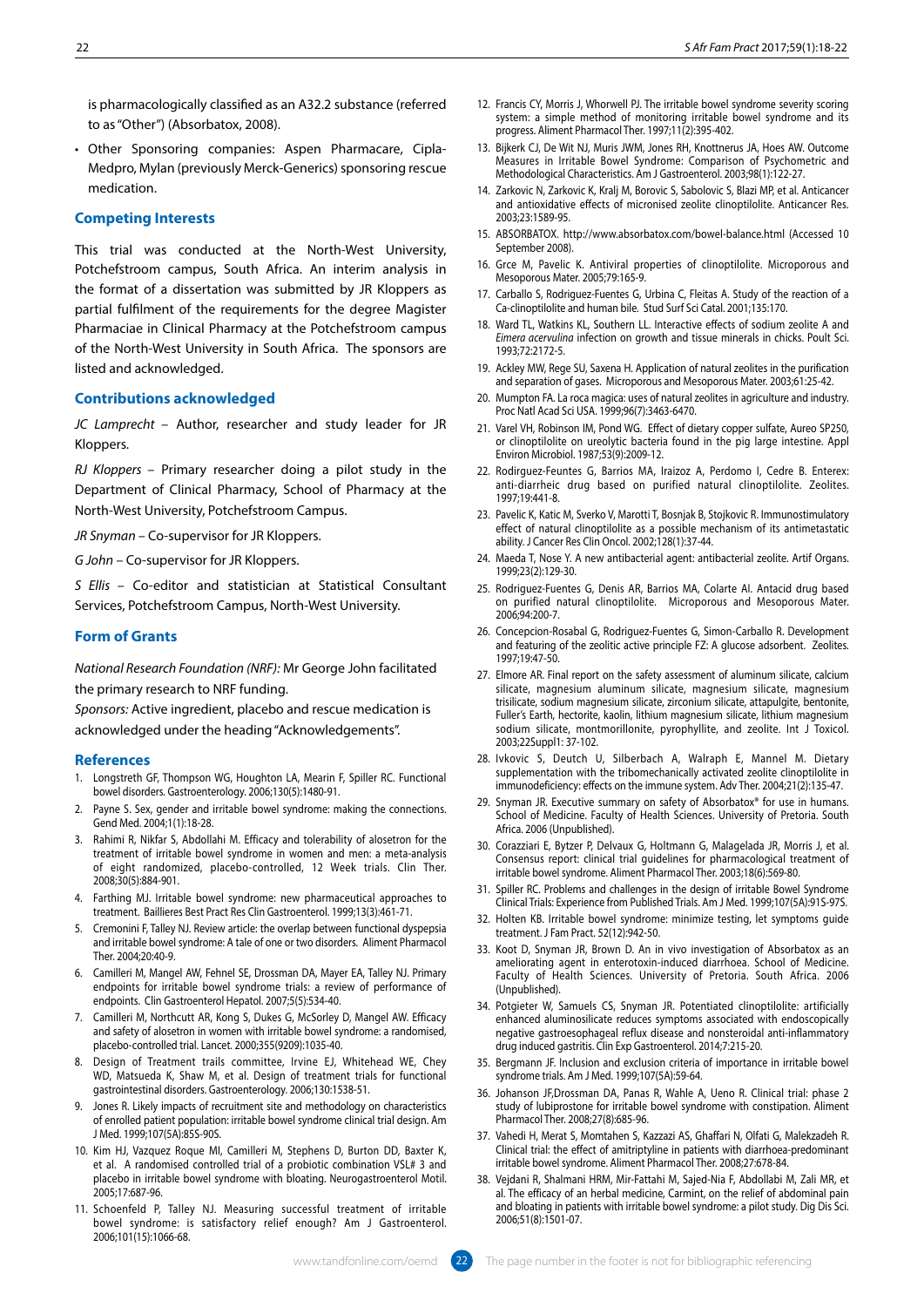is pharmacologically classified as an A32.2 substance (referred to as "Other") (Absorbatox, 2008).

- Other Sponsoring companies: Aspen Pharmacare, Cipla-Medpro, Mylan (previously Merck-Generics) sponsoring rescue medication.

## Competing Interests

This trial was conducted at the North-West University, Potchefstroom campus, South Africa. An interim analysis in the format of a dissertation was submitted by JR Kloppers as partial fulfilment of the requirements for the degree Magister Pharmaciae in Clinical Pharmacy at the Potchefstroom campus of the North-West University in South Africa. The sponsors are listed and acknowledged.

## Contributions acknowledged

*JC Lamprecht* – Author, researcher and study leader for JR Kloppers.

*RJ Kloppers* – Primary researcher doing a pilot study in the Department of Clinical Pharmacy, School of Pharmacy at the North-West University, Potchefstroom Campus.

*JR Snyman* – Co-supervisor for JR Kloppers.

*G John* – Co-supervisor for JR Kloppers.

*S Ellis* – Co-editor and statistician at Statistical Consultant Services, Potchefstroom Campus, North-West University.

## Form of Grants

*National Research Foundation (NRF):* Mr George John facilitated the primary research to NRF funding.

*Sponsors:* Active ingredient, placebo and rescue medication is acknowledged under the heading "Acknowledgements".

## References

1. Longstreth GF, Thompson WG, Houghton LA, Mearin F, Spiller RC. Functional bowel disorders. Gastroenterology. 2006;130(5):1480-91.
2. Payne S. Sex, gender and irritable bowel syndrome: making the connections. Gend Med. 2004;1(1):18-28.
3. Rahimi R, Nikfar S, Abdollahi M. Efficacy and tolerability of alosetron for the treatment of irritable bowel syndrome in women and men: a meta-analysis of eight randomized, placebo-controlled, 12 Week trials. Clin Ther. 2008;30(5):884-901.
4. Farthing MJ. Irritable bowel syndrome: new pharmaceutical approaches to treatment. Baillieres Best Pract Res Clin Gastroenterol. 1999;13(3):461-71.
5. Cremonini F, Talley NJ. Review article: the overlap between functional dyspepsia and irritable bowel syndrome: A tale of one or two disorders. Aliment Pharmacol Ther. 2004;20:40-9.
6. Camilleri M, Mangel AW, Fehnel SE, Drossman DA, Mayer EA, Talley NJ. Primary endpoints for irritable bowel syndrome trials: a review of performance of endpoints. Clin Gastroenterol Hepatol. 2007;5(5):534-40.
7. Camilleri M, Northcutt AR, Kong S, Dukes G, McSorley D, Mangel AW. Efficacy and safety of alosetron in women with irritable bowel syndrome: a randomised, placebo-controlled trial. Lancet. 2000;355(9209):1035-40.
8. Design of Treatment trails committee, Irvine EJ, Whitehead WE, Chey WD, Matsueda K, Shaw M, et al. Design of treatment trials for functional gastrointestinal disorders. Gastroenterology. 2006;130:1538-51.
9. Jones R. Likely impacts of recruitment site and methodology on characteristics of enrolled patient population: irritable bowel syndrome clinical trial design. Am J Med. 1999;107(5A):85S-90S.
10. Kim HJ, Vazquez Roque MI, Camilleri M, Stephens D, Burton DD, Baxter K, et al. A randomised controlled trial of a probiotic combination VSL# 3 and placebo in irritable bowel syndrome with bloating. Neurogastroenterol Motil. 2005;17:687-96.
11. Schoenfeld P, Talley NJ. Measuring successful treatment of irritable bowel syndrome: is satisfactory relief enough? Am J Gastroenterol. 2006;101(15):1066-68.
12. Francis CY, Morris J, Whorwell PJ. The irritable bowel syndrome severity scoring system: a simple method of monitoring irritable bowel syndrome and its progress. Aliment Pharmacol Ther. 1997;11(2):395-402.
13. Bijkerk CJ, De Wit NJ, Muris JWM, Jones RH, Knottnerus JA, Hoes AW. Outcome Measures in Irritable Bowel Syndrome: Comparison of Psychometric and Methodological Characteristics. Am J Gastroenterol. 2003;98(1):122-27.
14. Zarkovic N, Zarkovic K, Kralj M, Borovic S, Sabolovic S, Blazi MP, et al. Anticancer and antioxidative effects of micronised zeolite clinoptilolite. Anticancer Res. 2003;23:1589-95.
15. ABSORBATOX. http://www.absorbatox.com/bowel-balance.html (Accessed 10 September 2008).
16. Grce M, Pavelic K. Antiviral properties of clinoptilolite. Microporous and Mesoporous Mater. 2005;79:165-9.
17. Carballo S, Rodriguez-Fuentes G, Urbina C, Fleitas A. Study of the reaction of a Ca-clinoptilolite and human bile. Stud Surf Sci Catal. 2001;135:170.
18. Ward TL, Watkins KL, Southern LL. Interactive effects of sodium zeolite A and *Eimera acervulina* infection on growth and tissue minerals in chicks. Poult Sci. 1993;72:2172-5.
19. Ackley MW, Rege SU, Saxena H. Application of natural zeolites in the purification and separation of gases. Microporous and Mesoporous Mater. 2003;61:25-42.
20. Mumpton FA. La roca magica: uses of natural zeolites in agriculture and industry. Proc Natl Acad Sci USA. 1999;96(7):3463-6470.
21. Varel VH, Robinson IM, Pond WG. Effect of dietary copper sulfate, Aureo SP250, or clinoptilolite on ureolytic bacteria found in the pig large intestine. Appl Environ Microbiol. 1987;53(9):2009-12.
22. Rodirguez-Fuentes G, Barrios MA, Iraizoz A, Perdomo I, Cedre B. Enterex: anti-diarrheic drug based on purified natural clinoptilolite. Zeolites. 1997;19:441-8.
23. Pavelic K, Katic M, Sverko V, Marotti T, Bosnjak B, Stojkovic R. Immunostimulatory effect of natural clinoptilolite as a possible mechanism of its antimetastatic ability. J Cancer Res Clin Oncol. 2002;128(1):37-44.
24. Maeda T, Nose Y. A new antibacterial agent: antibacterial zeolite. Artif Organs. 1999;23(2):129-30.
25. Rodriguez-Fuentes G, Denis AR, Barrios MA, Colarte AI. Antacid drug based on purified natural clinoptilolite. Microporous and Mesoporous Mater. 2006;94:200-7.
26. Concepcion-Rosabal G, Rodriguez-Fuentes G, Simon-Carballo R. Development and featuring of the zeolitic active principle FZ: A glucose adsorbent. Zeolites. 1997;19:47-50.
27. Elmore AR. Final report on the safety assessment of aluminum silicate, calcium silicate, magnesium aluminum silicate, magnesium silicate, magnesium trisilicate, sodium magnesium silicate, zirconium silicate, attapulgite, bentonite, Fuller's Earth, hectorite, kaolin, lithium magnesium silicate, lithium magnesium sodium silicate, montmorillonite, pyrophyllite, and zeolite. Int J Toxicol. 2003;22Suppl1: 37-102.
28. Ivkovic S, Deutch U, Silberbach A, Walraph E, Mannel M. Dietary supplementation with the tribomechanically activated zeolite clinoptilolite in immunodeficiency: effects on the immune system. Adv Ther. 2004;21(2):135-47.
29. Snyman JR. Executive summary on safety of Absorbatox® for use in humans. School of Medicine. Faculty of Health Sciences. University of Pretoria. South Africa. 2006 (Unpublished).
30. Corazziari E, Bytzer P, Delvaux G, Holtmann G, Malagelada JR, Morris J, et al. Consensus report: clinical trial guidelines for pharmacological treatment of irritable bowel syndrome. Aliment Pharmacol Ther. 2003;18(6):569-80.
31. Spiller RC. Problems and challenges in the design of irritable Bowel Syndrome Clinical Trials: Experience from Published Trials. Am J Med. 1999;107(5A):91S-97S.
32. Holten KB. Irritable bowel syndrome: minimize testing, let symptoms guide treatment. J Fam Pract. 52(12):942-50.
33. Koot D, Snyman JR, Brown D. An in vivo investigation of Absorbatox as an ameliorating agent in enterotoxin-induced diarrhoea. School of Medicine. Faculty of Health Sciences. University of Pretoria. South Africa. 2006 (Unpublished).
34. Potgieter W, Samuels CS, Snyman JR. Potentiated clinoptilolite: artificially enhanced aluminosilicate reduces symptoms associated with endoscopically negative gastroesophageal reflux disease and nonsteroidal anti-inflammatory drug induced gastritis. Clin Exp Gastroenterol. 2014;7:215-20.
35. Bergmann JF. Inclusion and exclusion criteria of importance in irritable bowel syndrome trials. Am J Med. 1999;107(5A):59-64.
36. Johanson JF,Drossman DA, Panas R, Wahle A, Ueno R. Clinical trial: phase 2 study of lubiprostone for irritable bowel syndrome with constipation. Aliment Pharmacol Ther. 2008;27(8):685-96.
37. Vahedi H, Merat S, Momtahen S, Kazzazi AS, Ghaffari N, Olfati G, Malekzadeh R. Clinical trial: the effect of amitriptyline in patients with diarrhoea-predominant irritable bowel syndrome. Aliment Pharmacol Ther. 2008;27:678-84.
38. Vejdani R, Shalmani HRM, Mir-Fattahi M, Sajed-Nia F, Abdollahi M, Zali MR, et al. The efficacy of an herbal medicine, Carmint, on the relief of abdominal pain and bloating in patients with irritable bowel syndrome: a pilot study. Dig Dis Sci. 2006;51(8):1501-07.